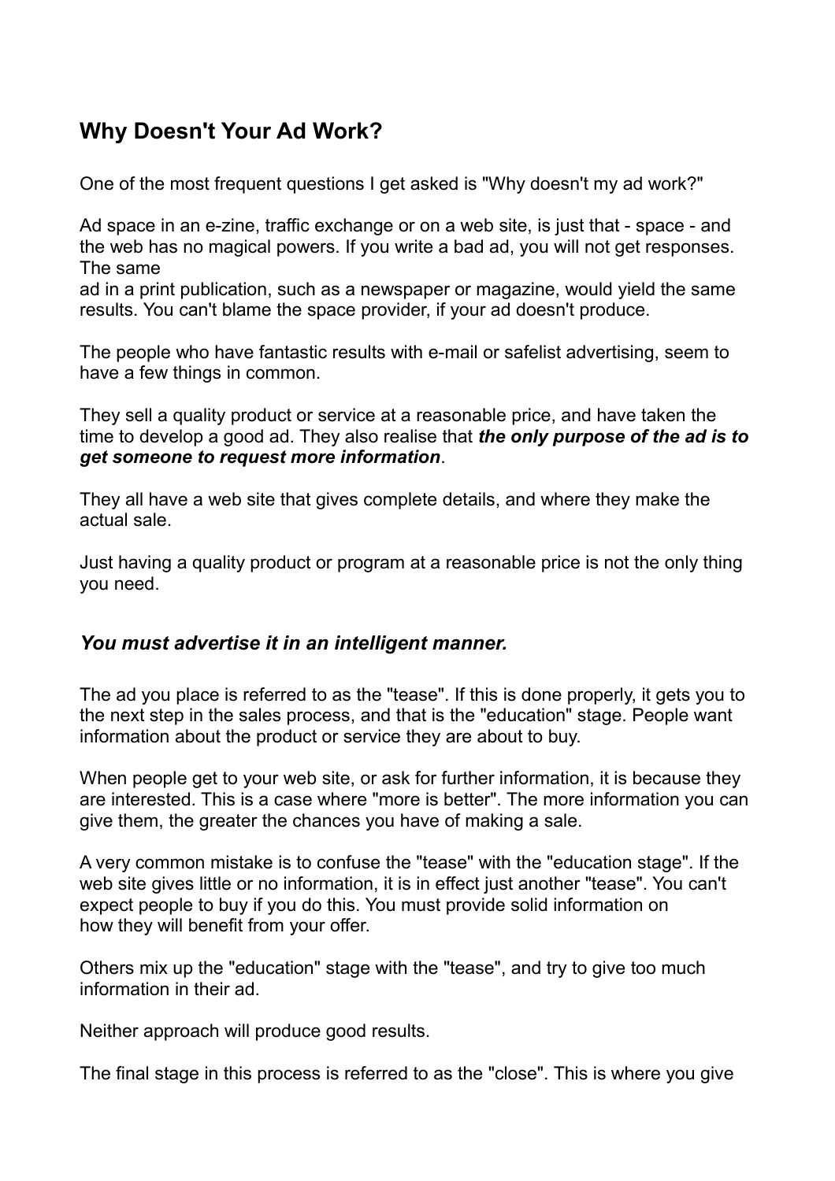## Why Doesn't Your Ad Work?

One of the most frequent questions I get asked is "Why doesn't my ad work?"

Ad space in an e-zine, traffic exchange or on a web site, is just that - space - and the web has no magical powers. If you write a bad ad, you will not get responses. The same ad in a print publication, such as a newspaper or magazine, would yield the same results. You can't blame the space provider, if your ad doesn't produce.

The people who have fantastic results with e-mail or safelist advertising, seem to have a few things in common.

They sell a quality product or service at a reasonable price, and have taken the time to develop a good ad. They also realise that ***the only purpose of the ad is to get someone to request more information***.

They all have a web site that gives complete details, and where they make the actual sale.

Just having a quality product or program at a reasonable price is not the only thing you need.

### *You must advertise it in an intelligent manner.*

The ad you place is referred to as the "tease". If this is done properly, it gets you to the next step in the sales process, and that is the "education" stage. People want information about the product or service they are about to buy.

When people get to your web site, or ask for further information, it is because they are interested. This is a case where "more is better". The more information you can give them, the greater the chances you have of making a sale.

A very common mistake is to confuse the "tease" with the "education stage". If the web site gives little or no information, it is in effect just another "tease". You can't expect people to buy if you do this. You must provide solid information on how they will benefit from your offer.

Others mix up the "education" stage with the "tease", and try to give too much information in their ad.

Neither approach will produce good results.

The final stage in this process is referred to as the "close". This is where you give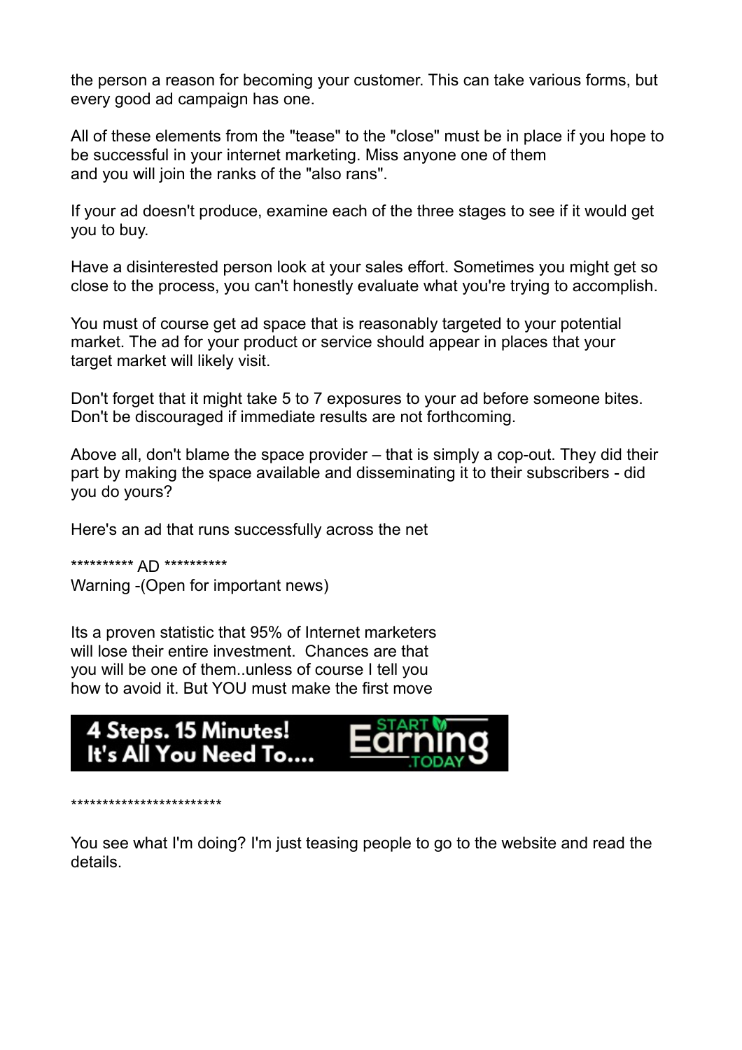the person a reason for becoming your customer. This can take various forms, but every good ad campaign has one.

All of these elements from the "tease" to the "close" must be in place if you hope to be successful in your internet marketing. Miss anyone one of them and you will join the ranks of the "also rans".

If your ad doesn't produce, examine each of the three stages to see if it would get you to buy.

Have a disinterested person look at your sales effort. Sometimes you might get so close to the process, you can't honestly evaluate what you're trying to accomplish.

You must of course get ad space that is reasonably targeted to your potential market. The ad for your product or service should appear in places that your target market will likely visit.

Don't forget that it might take 5 to 7 exposures to your ad before someone bites. Don't be discouraged if immediate results are not forthcoming.

Above all, don't blame the space provider – that is simply a cop-out. They did their part by making the space available and disseminating it to their subscribers - did you do yours?

Here's an ad that runs successfully across the net

********** AD **********
Warning -(Open for important news)

Its a proven statistic that 95% of Internet marketers will lose their entire investment. Chances are that you will be one of them..unless of course I tell you how to avoid it. But YOU must make the first move

4 Steps. 15 Minutes! It's All You Need To.... START Earning .TODAY

************************

You see what I'm doing? I'm just teasing people to go to the website and read the details.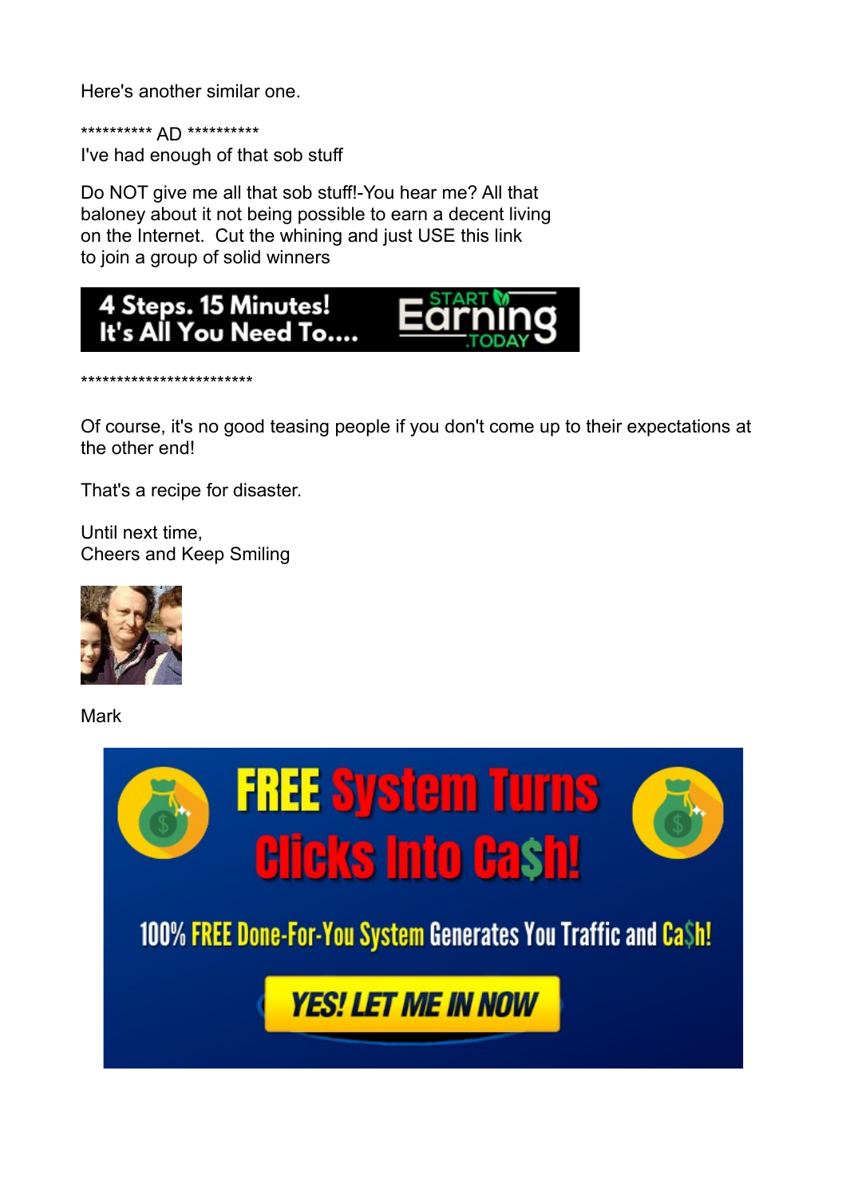Here's another similar one.

********** AD **********
I've had enough of that sob stuff

Do NOT give me all that sob stuff!-You hear me? All that baloney about it not being possible to earn a decent living on the Internet.  Cut the whining and just USE this link to join a group of solid winners

4 Steps. 15 Minutes! It's All You Need To.... START Earning .TODAY

************************

Of course, it's no good teasing people if you don't come up to their expectations at the other end!

That's a recipe for disaster.

Until next time,
Cheers and Keep Smiling

Mark

FREE System Turns Clicks Into Ca$h!

100% FREE Done-For-You System Generates You Traffic and Ca$h!

YES! LET ME IN NOW